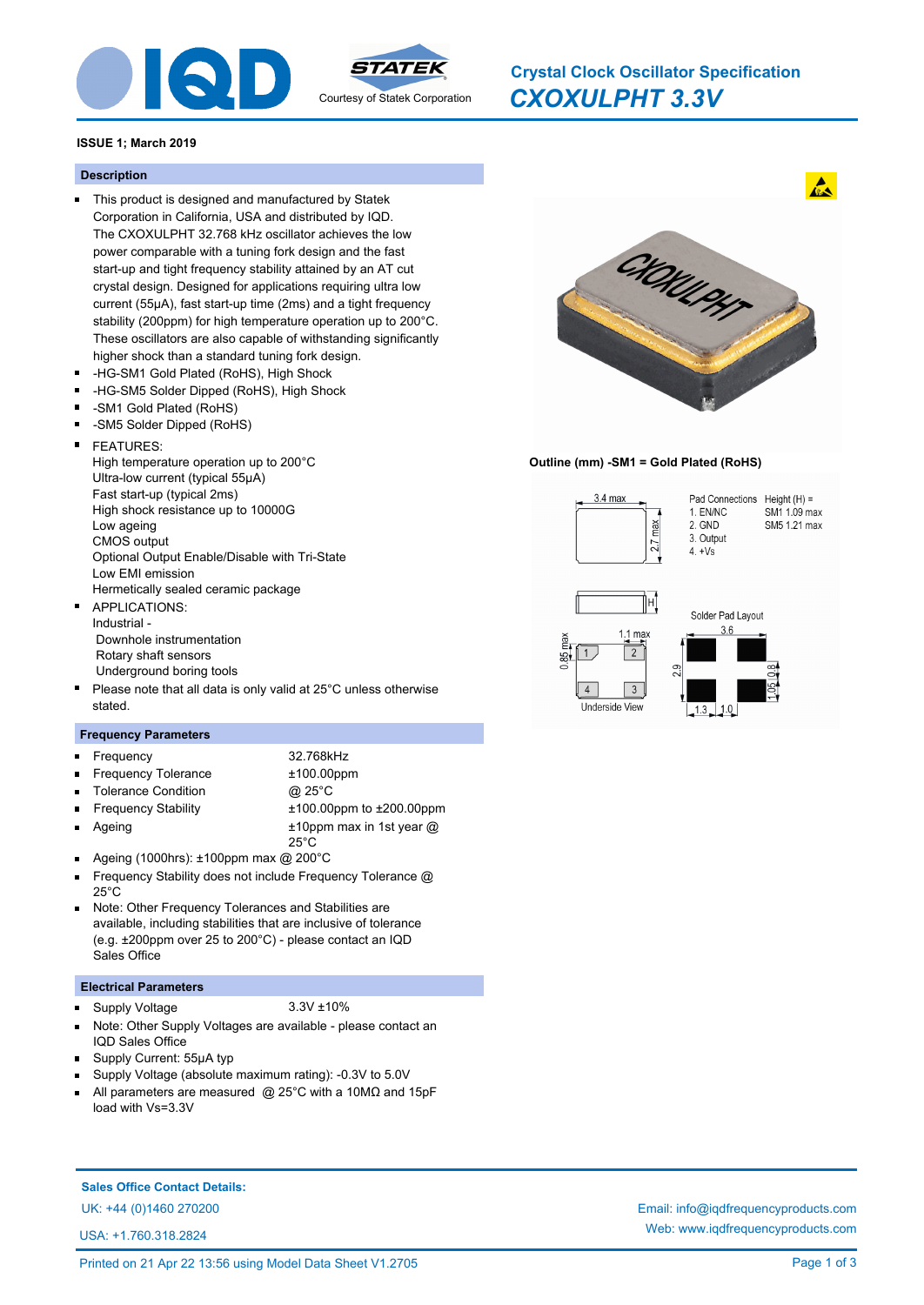# Crystal Clock Oscillator Specification

## CXOXULPHT 3.3V

Courtesy of Statek Corporation

**ISSUE 1; March 2019**

### Description

- This product is designed and manufactured by Statek Corporation in California, USA and distributed by IQD. The CXOXULPHT 32.768 kHz oscillator achieves the low power comparable with a tuning fork design and the fast start-up and tight frequency stability attained by an AT cut crystal design. Designed for applications requiring ultra low current (55µA), fast start-up time (2ms) and a tight frequency stability (200ppm) for high temperature operation up to 200°C. These oscillators are also capable of withstanding significantly higher shock than a standard tuning fork design.
- -HG-SM1 Gold Plated (RoHS), High Shock
- -HG-SM5 Solder Dipped (RoHS), High Shock
- -SM1 Gold Plated (RoHS)
- -SM5 Solder Dipped (RoHS)
- FEATURES:
  High temperature operation up to 200°C
  Ultra-low current (typical 55µA)
  Fast start-up (typical 2ms)
  High shock resistance up to 10000G
  Low ageing
  CMOS output
  Optional Output Enable/Disable with Tri-State
  Low EMI emission
  Hermetically sealed ceramic package
- APPLICATIONS:
  Industrial -
  Downhole instrumentation
  Rotary shaft sensors
  Underground boring tools
- Please note that all data is only valid at 25°C unless otherwise stated.

**Outline (mm) -SM1 = Gold Plated (RoHS)**

3.4 max; 2.7 max; H; 0.85 max; 1.1 max; Underside View

Pad Connections: 1. EN/NC 2. GND 3. Output 4. +Vs

Height (H) = SM1 1.09 max, SM5 1.21 max

Solder Pad Layout: 3.6; 2.9; 0.8; 1.05; 1.3; 1.0

### Frequency Parameters

- Frequency: 32.768kHz
- Frequency Tolerance: ±100.00ppm
- Tolerance Condition: @ 25°C
- Frequency Stability: ±100.00ppm to ±200.00ppm
- Ageing: ±10ppm max in 1st year @ 25°C
- Ageing (1000hrs): ±100ppm max @ 200°C
- Frequency Stability does not include Frequency Tolerance @ 25°C
- Note: Other Frequency Tolerances and Stabilities are available, including stabilities that are inclusive of tolerance (e.g. ±200ppm over 25 to 200°C) - please contact an IQD Sales Office

### Electrical Parameters

- Supply Voltage: 3.3V ±10%
- Note: Other Supply Voltages are available - please contact an IQD Sales Office
- Supply Current: 55µA typ
- Supply Voltage (absolute maximum rating): -0.3V to 5.0V
- All parameters are measured @ 25°C with a 10MΩ and 15pF load with Vs=3.3V

**Sales Office Contact Details:**

UK: +44 (0)1460 270200

USA: +1.760.318.2824

Email: info@iqdfrequencyproducts.com

Web: www.iqdfrequencyproducts.com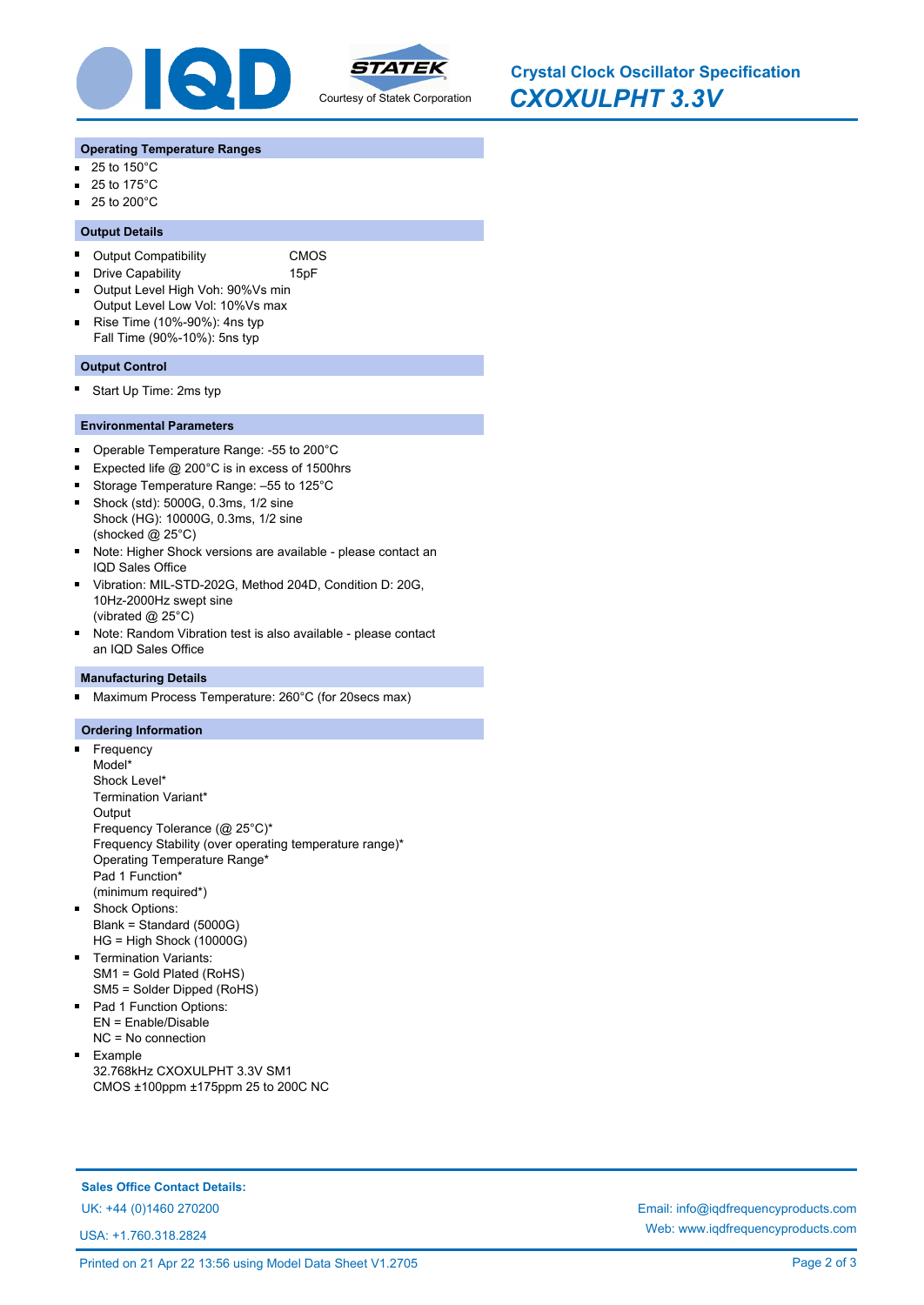# Crystal Clock Oscillator Specification

## *CXOXULPHT 3.3V*

### Operating Temperature Ranges

- 25 to 150°C
- 25 to 175°C
- 25 to 200°C

### Output Details

- Output Compatibility CMOS
- Drive Capability 15pF
- Output Level High Voh: 90%Vs min
  Output Level Low Vol: 10%Vs max
- Rise Time (10%-90%): 4ns typ
  Fall Time (90%-10%): 5ns typ

### Output Control

- Start Up Time: 2ms typ

### Environmental Parameters

- Operable Temperature Range: -55 to 200°C
- Expected life @ 200°C is in excess of 1500hrs
- Storage Temperature Range: –55 to 125°C
- Shock (std): 5000G, 0.3ms, 1/2 sine
  Shock (HG): 10000G, 0.3ms, 1/2 sine
  (shocked @ 25°C)
- Note: Higher Shock versions are available - please contact an IQD Sales Office
- Vibration: MIL-STD-202G, Method 204D, Condition D: 20G, 10Hz-2000Hz swept sine
  (vibrated @ 25°C)
- Note: Random Vibration test is also available - please contact an IQD Sales Office

### Manufacturing Details

- Maximum Process Temperature: 260°C (for 20secs max)

### Ordering Information

- Frequency
  Model*
  Shock Level*
  Termination Variant*
  Output
  Frequency Tolerance (@ 25°C)*
  Frequency Stability (over operating temperature range)*
  Operating Temperature Range*
  Pad 1 Function*
  (minimum required*)
- Shock Options:
  Blank = Standard (5000G)
  HG = High Shock (10000G)
- Termination Variants:
  SM1 = Gold Plated (RoHS)
  SM5 = Solder Dipped (RoHS)
- Pad 1 Function Options:
  EN = Enable/Disable
  NC = No connection
- Example
  32.768kHz CXOXULPHT 3.3V SM1
  CMOS ±100ppm ±175ppm 25 to 200C NC

**Sales Office Contact Details:**

UK: +44 (0)1460 270200

USA: +1.760.318.2824

Email: info@iqdfrequencyproducts.com

Web: www.iqdfrequencyproducts.com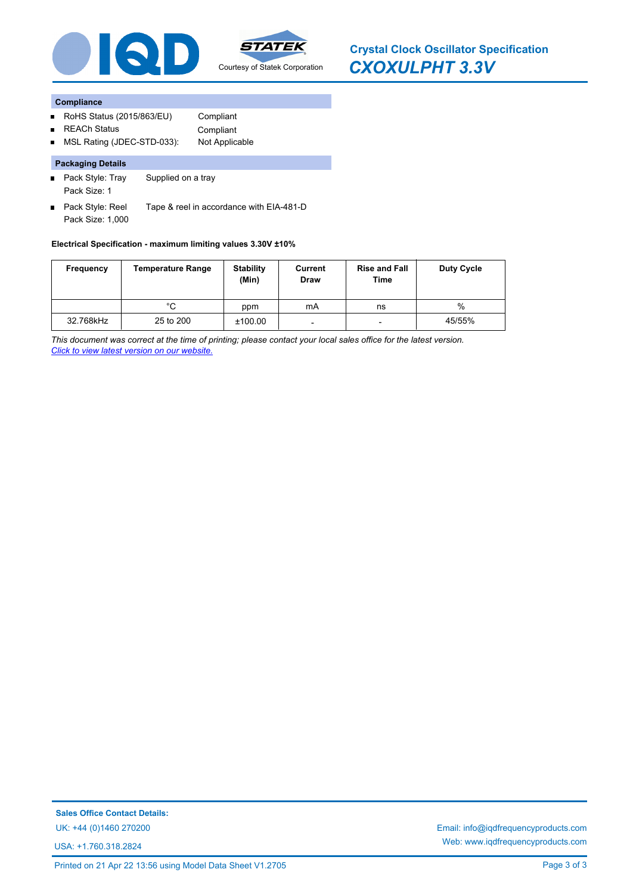## Compliance

- RoHS Status (2015/863/EU) Compliant
- REACh Status Compliant
- MSL Rating (JDEC-STD-033): Not Applicable

## Packaging Details

- Pack Style: Tray Supplied on a tray
  Pack Size: 1
- Pack Style: Reel Tape & reel in accordance with EIA-481-D
  Pack Size: 1,000

**Electrical Specification - maximum limiting values 3.30V ±10%**

| Frequency | Temperature Range | Stability (Min) | Current Draw | Rise and Fall Time | Duty Cycle |
|---|---|---|---|---|---|
| | °C | ppm | mA | ns | % |
| 32.768kHz | 25 to 200 | ±100.00 | - | - | 45/55% |

*This document was correct at the time of printing; please contact your local sales office for the latest version.*
*Click to view latest version on our website.*

**Sales Office Contact Details:**

UK: +44 (0)1460 270200

USA: +1.760.318.2824

Email: info@iqdfrequencyproducts.com

Web: www.iqdfrequencyproducts.com

Printed on 21 Apr 22 13:56 using Model Data Sheet V1.2705